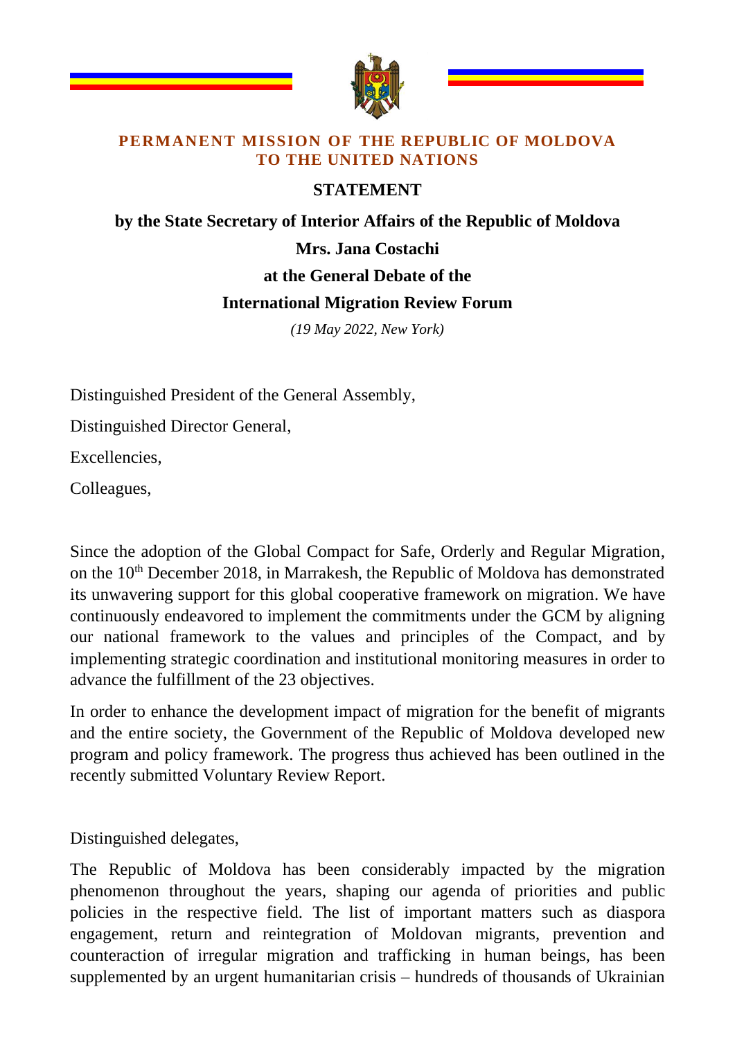**PERMANENT MISSION OF THE REPUBLIC OF MOLDOVA TO THE UNITED NATIONS**

# STATEMENT

**by the State Secretary of Interior Affairs of the Republic of Moldova**

**Mrs. Jana Costachi**

**at the General Debate of the**

**International Migration Review Forum**

*(19 May 2022, New York)*

Distinguished President of the General Assembly,

Distinguished Director General,

Excellencies,

Colleagues,

Since the adoption of the Global Compact for Safe, Orderly and Regular Migration, on the 10th December 2018, in Marrakesh, the Republic of Moldova has demonstrated its unwavering support for this global cooperative framework on migration. We have continuously endeavored to implement the commitments under the GCM by aligning our national framework to the values and principles of the Compact, and by implementing strategic coordination and institutional monitoring measures in order to advance the fulfillment of the 23 objectives.

In order to enhance the development impact of migration for the benefit of migrants and the entire society, the Government of the Republic of Moldova developed new program and policy framework. The progress thus achieved has been outlined in the recently submitted Voluntary Review Report.

Distinguished delegates,

The Republic of Moldova has been considerably impacted by the migration phenomenon throughout the years, shaping our agenda of priorities and public policies in the respective field. The list of important matters such as diaspora engagement, return and reintegration of Moldovan migrants, prevention and counteraction of irregular migration and trafficking in human beings, has been supplemented by an urgent humanitarian crisis – hundreds of thousands of Ukrainian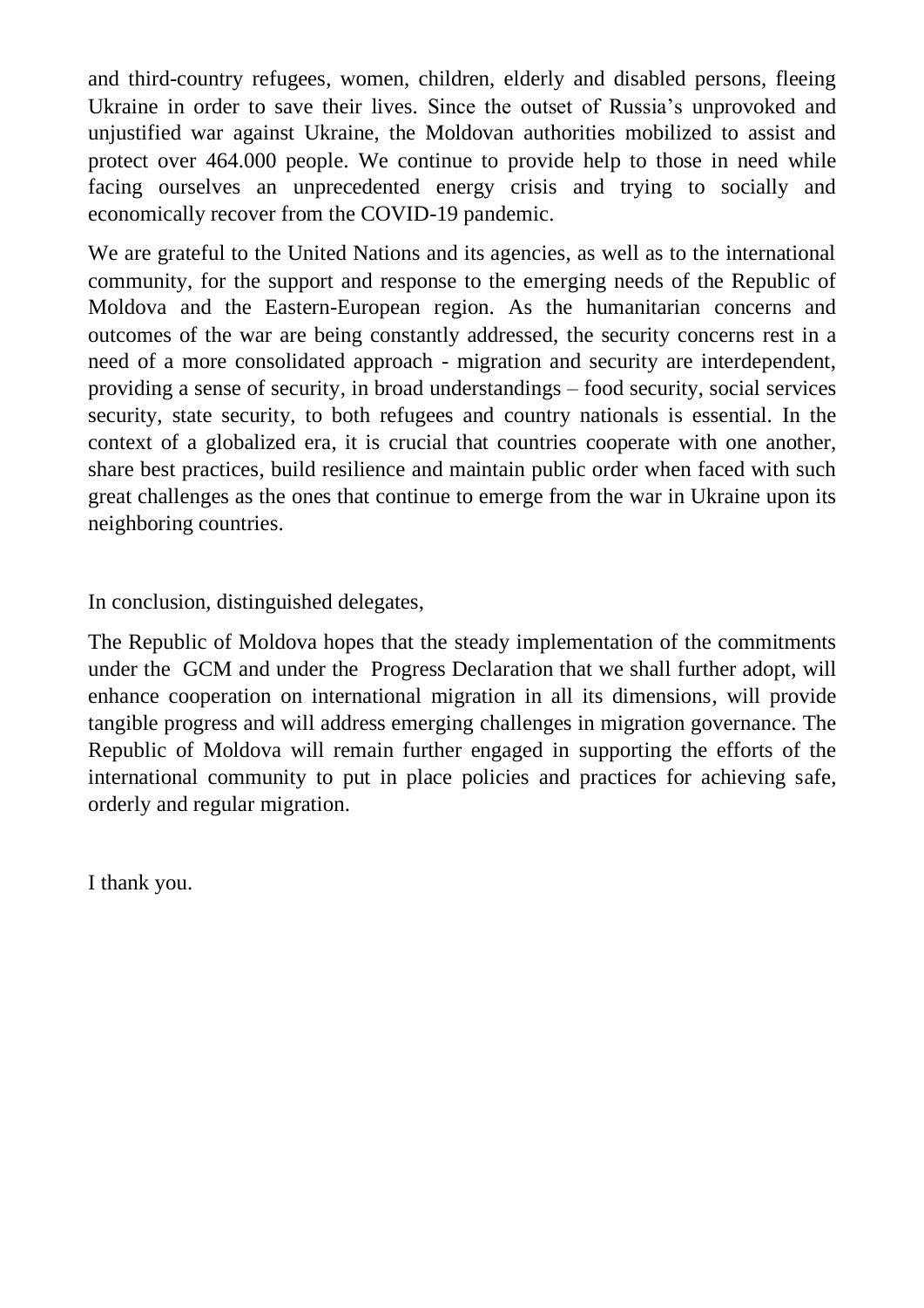and third-country refugees, women, children, elderly and disabled persons, fleeing Ukraine in order to save their lives. Since the outset of Russia's unprovoked and unjustified war against Ukraine, the Moldovan authorities mobilized to assist and protect over 464.000 people. We continue to provide help to those in need while facing ourselves an unprecedented energy crisis and trying to socially and economically recover from the COVID-19 pandemic.

We are grateful to the United Nations and its agencies, as well as to the international community, for the support and response to the emerging needs of the Republic of Moldova and the Eastern-European region. As the humanitarian concerns and outcomes of the war are being constantly addressed, the security concerns rest in a need of a more consolidated approach - migration and security are interdependent, providing a sense of security, in broad understandings – food security, social services security, state security, to both refugees and country nationals is essential. In the context of a globalized era, it is crucial that countries cooperate with one another, share best practices, build resilience and maintain public order when faced with such great challenges as the ones that continue to emerge from the war in Ukraine upon its neighboring countries.

In conclusion, distinguished delegates,

The Republic of Moldova hopes that the steady implementation of the commitments under the GCM and under the Progress Declaration that we shall further adopt, will enhance cooperation on international migration in all its dimensions, will provide tangible progress and will address emerging challenges in migration governance. The Republic of Moldova will remain further engaged in supporting the efforts of the international community to put in place policies and practices for achieving safe, orderly and regular migration.

I thank you.